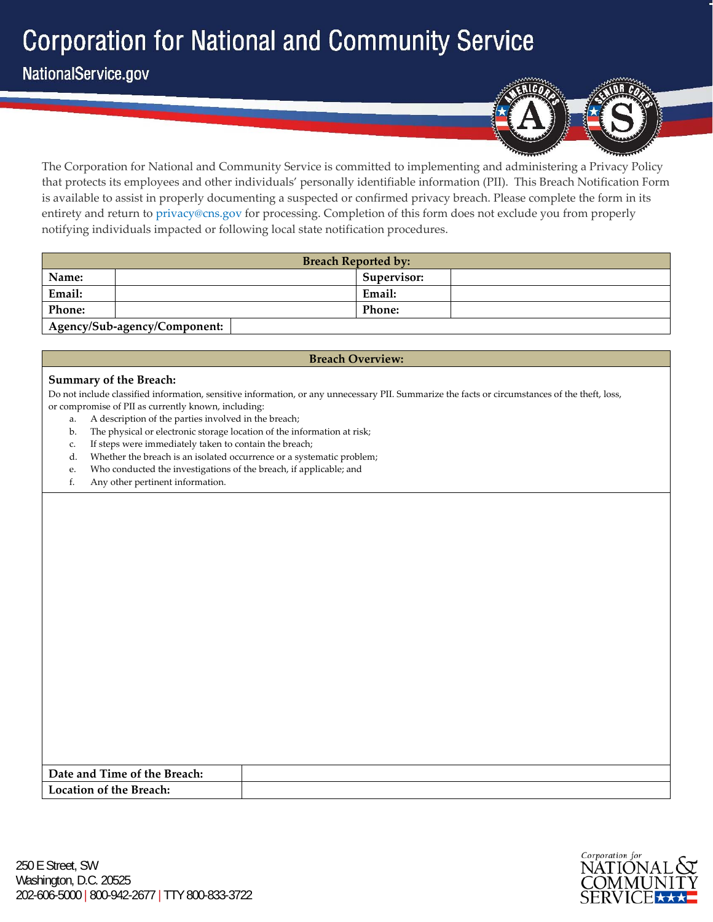# Corporation for National and Community Service

NationalService.gov

The Corporation for National and Community Service is committed to implementing and administering a Privacy Policy that protects its employees and other individuals' personally identifiable information (PII). This Breach Notification Form is available to assist in properly documenting a suspected or confirmed privacy breach. Please complete the form in its entirety and return to privacy@cns.gov for processing. Completion of this form does not exclude you from properly notifying individuals impacted or following local state notification procedures.

| Breach Reported by: | | | |
|---|---|---|---|
| **Name:** | | **Supervisor:** | |
| **Email:** | | **Email:** | |
| **Phone:** | | **Phone:** | |
| **Agency/Sub-agency/Component:** | | | |

## Breach Overview:

**Summary of the Breach:**

Do not include classified information, sensitive information, or any unnecessary PII. Summarize the facts or circumstances of the theft, loss, or compromise of PII as currently known, including:

a. A description of the parties involved in the breach;
b. The physical or electronic storage location of the information at risk;
c. If steps were immediately taken to contain the breach;
d. Whether the breach is an isolated occurrence or a systematic problem;
e. Who conducted the investigations of the breach, if applicable; and
f. Any other pertinent information.

| | |
|---|---|
| **Date and Time of the Breach:** | |
| **Location of the Breach:** | |

250 E Street, SW
Washington, D.C. 20525
202-606-5000 | 800-942-2677 | TTY 800-833-3722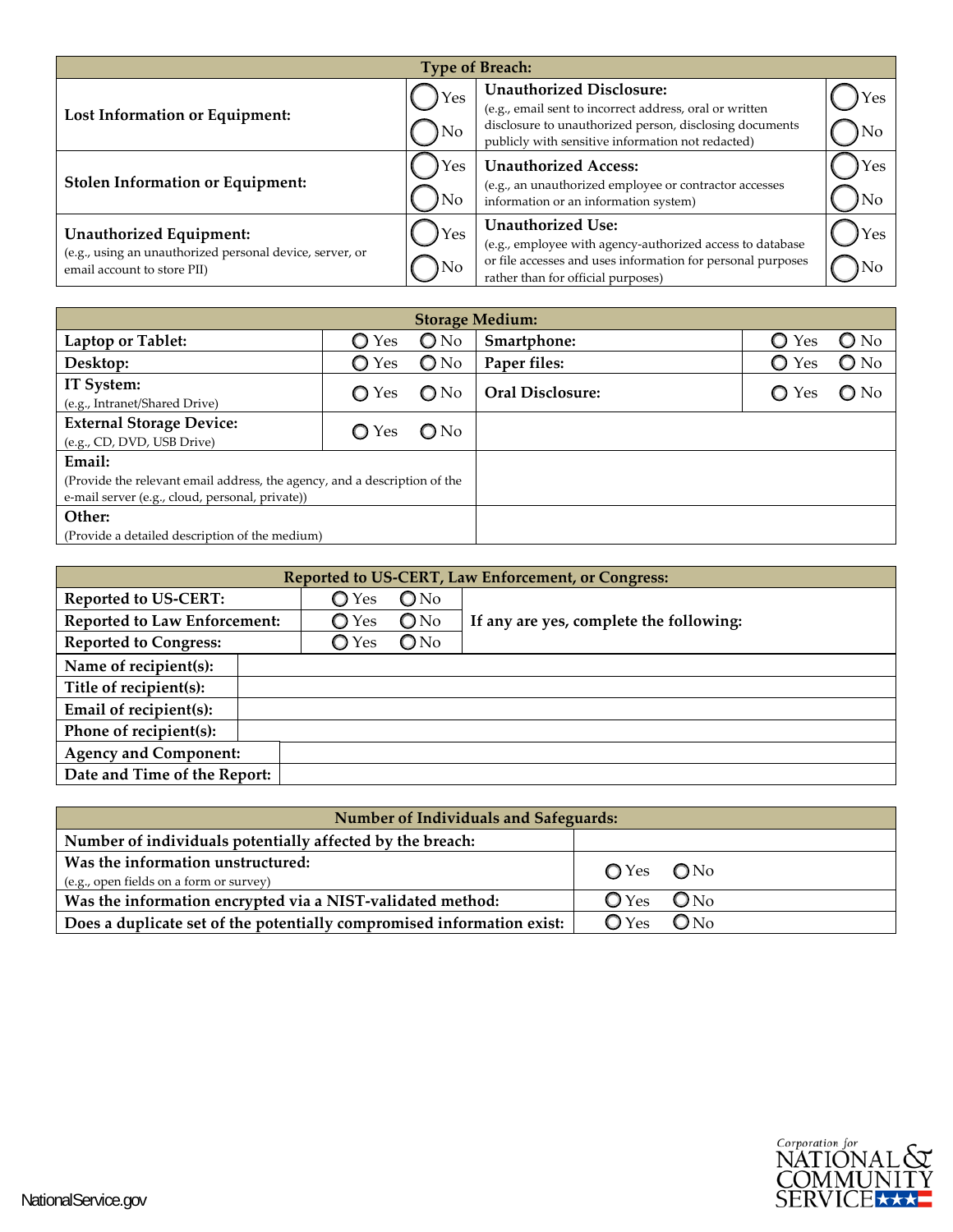| Type of Breach: | | | |
| --- | --- | --- | --- |
| **Lost Information or Equipment:** | ◯ Yes ◯ No | **Unauthorized Disclosure:** (e.g., email sent to incorrect address, oral or written disclosure to unauthorized person, disclosing documents publicly with sensitive information not redacted) | ◯ Yes ◯ No |
| **Stolen Information or Equipment:** | ◯ Yes ◯ No | **Unauthorized Access:** (e.g., an unauthorized employee or contractor accesses information or an information system) | ◯ Yes ◯ No |
| **Unauthorized Equipment:** (e.g., using an unauthorized personal device, server, or email account to store PII) | ◯ Yes ◯ No | **Unauthorized Use:** (e.g., employee with agency-authorized access to database or file accesses and uses information for personal purposes rather than for official purposes) | ◯ Yes ◯ No |

| Storage Medium: | | | |
| --- | --- | --- | --- |
| **Laptop or Tablet:** | ◯ Yes ◯ No | **Smartphone:** | ◯ Yes ◯ No |
| **Desktop:** | ◯ Yes ◯ No | **Paper files:** | ◯ Yes ◯ No |
| **IT System:** (e.g., Intranet/Shared Drive) | ◯ Yes ◯ No | **Oral Disclosure:** | ◯ Yes ◯ No |
| **External Storage Device:** (e.g., CD, DVD, USB Drive) | ◯ Yes ◯ No | | |
| **Email:** (Provide the relevant email address, the agency, and a description of the e-mail server (e.g., cloud, personal, private)) | | | |
| **Other:** (Provide a detailed description of the medium) | | | |

| Reported to US-CERT, Law Enforcement, or Congress: | | |
| --- | --- | --- |
| **Reported to US-CERT:** | ◯ Yes ◯ No | **If any are yes, complete the following:** |
| **Reported to Law Enforcement:** | ◯ Yes ◯ No | |
| **Reported to Congress:** | ◯ Yes ◯ No | |
| **Name of recipient(s):** | | |
| **Title of recipient(s):** | | |
| **Email of recipient(s):** | | |
| **Phone of recipient(s):** | | |
| **Agency and Component:** | | |
| **Date and Time of the Report:** | | |

| Number of Individuals and Safeguards: | |
| --- | --- |
| **Number of individuals potentially affected by the breach:** | |
| **Was the information unstructured:** (e.g., open fields on a form or survey) | ◯ Yes ◯ No |
| **Was the information encrypted via a NIST-validated method:** | ◯ Yes ◯ No |
| **Does a duplicate set of the potentially compromised information exist:** | ◯ Yes ◯ No |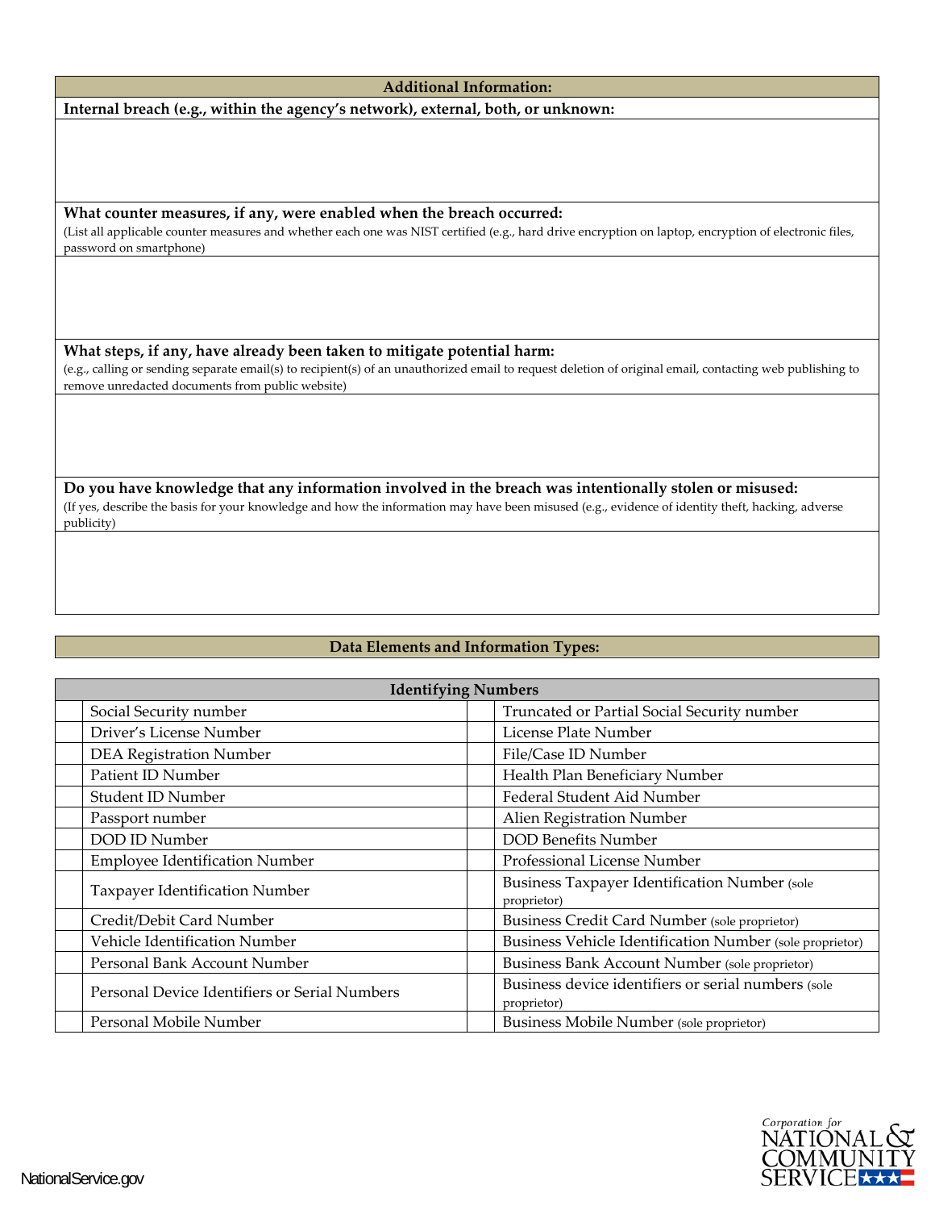## Additional Information:

**Internal breach (e.g., within the agency's network), external, both, or unknown:**

**What counter measures, if any, were enabled when the breach occurred:**
(List all applicable counter measures and whether each one was NIST certified (e.g., hard drive encryption on laptop, encryption of electronic files, password on smartphone)

**What steps, if any, have already been taken to mitigate potential harm:**
(e.g., calling or sending separate email(s) to recipient(s) of an unauthorized email to request deletion of original email, contacting web publishing to remove unredacted documents from public website)

**Do you have knowledge that any information involved in the breach was intentionally stolen or misused:**
(If yes, describe the basis for your knowledge and how the information may have been misused (e.g., evidence of identity theft, hacking, adverse publicity)

## Data Elements and Information Types:

| Identifying Numbers | | | |
|---|---|---|---|
| | Social Security number | | Truncated or Partial Social Security number |
| | Driver's License Number | | License Plate Number |
| | DEA Registration Number | | File/Case ID Number |
| | Patient ID Number | | Health Plan Beneficiary Number |
| | Student ID Number | | Federal Student Aid Number |
| | Passport number | | Alien Registration Number |
| | DOD ID Number | | DOD Benefits Number |
| | Employee Identification Number | | Professional License Number |
| | Taxpayer Identification Number | | Business Taxpayer Identification Number (sole proprietor) |
| | Credit/Debit Card Number | | Business Credit Card Number (sole proprietor) |
| | Vehicle Identification Number | | Business Vehicle Identification Number (sole proprietor) |
| | Personal Bank Account Number | | Business Bank Account Number (sole proprietor) |
| | Personal Device Identifiers or Serial Numbers | | Business device identifiers or serial numbers (sole proprietor) |
| | Personal Mobile Number | | Business Mobile Number (sole proprietor) |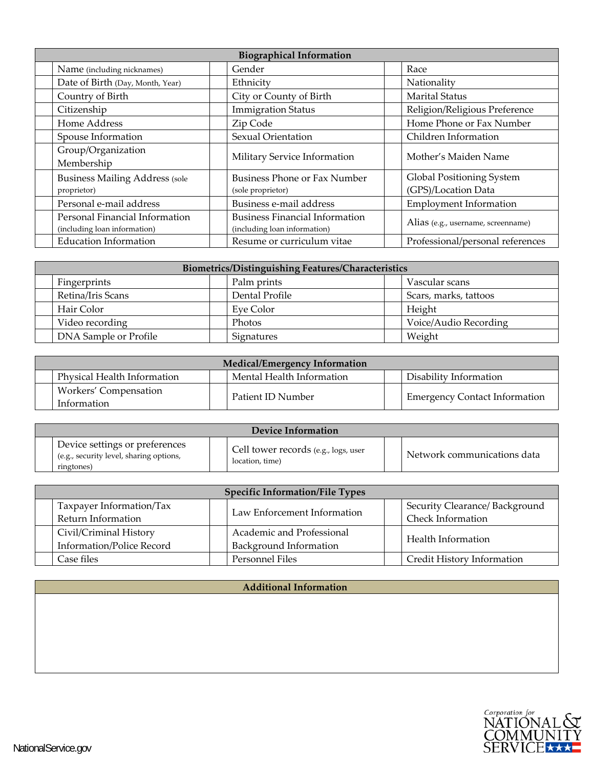| Biographical Information | | | | | |
|---|---|---|---|---|---|
| | Name (including nicknames) | | Gender | | Race |
| | Date of Birth (Day, Month, Year) | | Ethnicity | | Nationality |
| | Country of Birth | | City or County of Birth | | Marital Status |
| | Citizenship | | Immigration Status | | Religion/Religious Preference |
| | Home Address | | Zip Code | | Home Phone or Fax Number |
| | Spouse Information | | Sexual Orientation | | Children Information |
| | Group/Organization Membership | | Military Service Information | | Mother's Maiden Name |
| | Business Mailing Address (sole proprietor) | | Business Phone or Fax Number (sole proprietor) | | Global Positioning System (GPS)/Location Data |
| | Personal e-mail address | | Business e-mail address | | Employment Information |
| | Personal Financial Information (including loan information) | | Business Financial Information (including loan information) | | Alias (e.g., username, screenname) |
| | Education Information | | Resume or curriculum vitae | | Professional/personal references |

| Biometrics/Distinguishing Features/Characteristics | | | | | |
|---|---|---|---|---|---|
| | Fingerprints | | Palm prints | | Vascular scans |
| | Retina/Iris Scans | | Dental Profile | | Scars, marks, tattoos |
| | Hair Color | | Eye Color | | Height |
| | Video recording | | Photos | | Voice/Audio Recording |
| | DNA Sample or Profile | | Signatures | | Weight |

| Medical/Emergency Information | | | | | |
|---|---|---|---|---|---|
| | Physical Health Information | | Mental Health Information | | Disability Information |
| | Workers' Compensation Information | | Patient ID Number | | Emergency Contact Information |

| Device Information | | | | | |
|---|---|---|---|---|---|
| | Device settings or preferences (e.g., security level, sharing options, ringtones) | | Cell tower records (e.g., logs, user location, time) | | Network communications data |

| Specific Information/File Types | | | | | |
|---|---|---|---|---|---|
| | Taxpayer Information/Tax Return Information | | Law Enforcement Information | | Security Clearance/ Background Check Information |
| | Civil/Criminal History Information/Police Record | | Academic and Professional Background Information | | Health Information |
| | Case files | | Personnel Files | | Credit History Information |

| Additional Information |
|---|
| |

NationalService.gov

Corporation for NATIONAL & COMMUNITY SERVICE